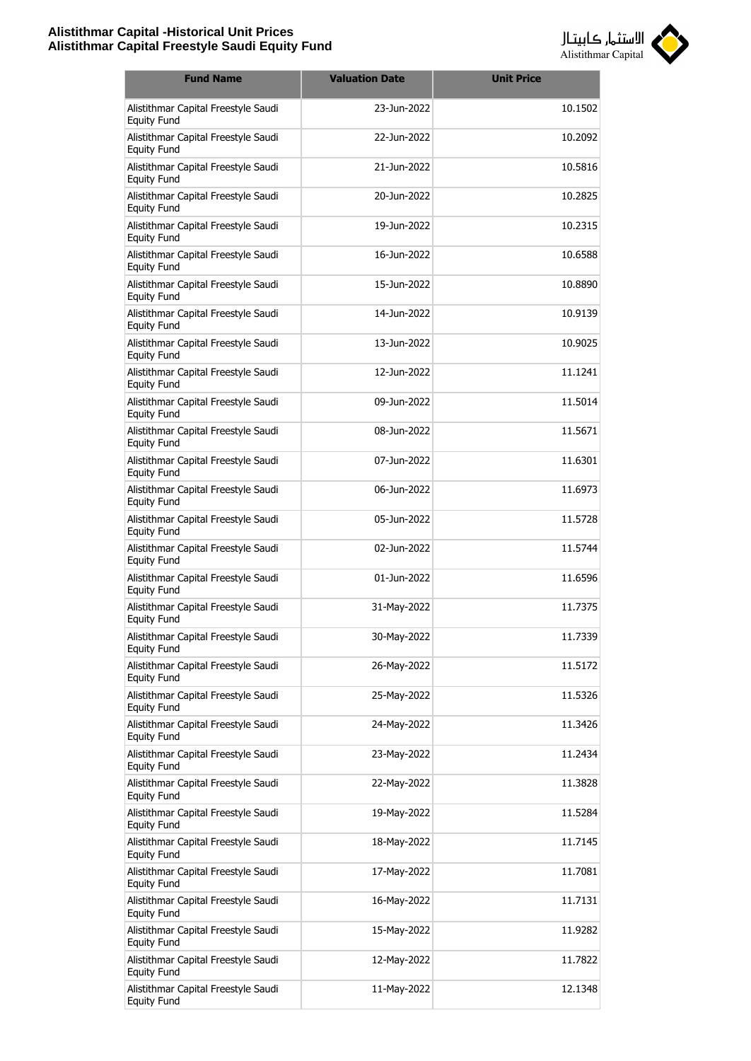# Alistithmar Capital -Historical Unit Prices
## Alistithmar Capital Freestyle Saudi Equity Fund

| Fund Name | Valuation Date | Unit Price |
|---|---|---|
| Alistithmar Capital Freestyle Saudi Equity Fund | 23-Jun-2022 | 10.1502 |
| Alistithmar Capital Freestyle Saudi Equity Fund | 22-Jun-2022 | 10.2092 |
| Alistithmar Capital Freestyle Saudi Equity Fund | 21-Jun-2022 | 10.5816 |
| Alistithmar Capital Freestyle Saudi Equity Fund | 20-Jun-2022 | 10.2825 |
| Alistithmar Capital Freestyle Saudi Equity Fund | 19-Jun-2022 | 10.2315 |
| Alistithmar Capital Freestyle Saudi Equity Fund | 16-Jun-2022 | 10.6588 |
| Alistithmar Capital Freestyle Saudi Equity Fund | 15-Jun-2022 | 10.8890 |
| Alistithmar Capital Freestyle Saudi Equity Fund | 14-Jun-2022 | 10.9139 |
| Alistithmar Capital Freestyle Saudi Equity Fund | 13-Jun-2022 | 10.9025 |
| Alistithmar Capital Freestyle Saudi Equity Fund | 12-Jun-2022 | 11.1241 |
| Alistithmar Capital Freestyle Saudi Equity Fund | 09-Jun-2022 | 11.5014 |
| Alistithmar Capital Freestyle Saudi Equity Fund | 08-Jun-2022 | 11.5671 |
| Alistithmar Capital Freestyle Saudi Equity Fund | 07-Jun-2022 | 11.6301 |
| Alistithmar Capital Freestyle Saudi Equity Fund | 06-Jun-2022 | 11.6973 |
| Alistithmar Capital Freestyle Saudi Equity Fund | 05-Jun-2022 | 11.5728 |
| Alistithmar Capital Freestyle Saudi Equity Fund | 02-Jun-2022 | 11.5744 |
| Alistithmar Capital Freestyle Saudi Equity Fund | 01-Jun-2022 | 11.6596 |
| Alistithmar Capital Freestyle Saudi Equity Fund | 31-May-2022 | 11.7375 |
| Alistithmar Capital Freestyle Saudi Equity Fund | 30-May-2022 | 11.7339 |
| Alistithmar Capital Freestyle Saudi Equity Fund | 26-May-2022 | 11.5172 |
| Alistithmar Capital Freestyle Saudi Equity Fund | 25-May-2022 | 11.5326 |
| Alistithmar Capital Freestyle Saudi Equity Fund | 24-May-2022 | 11.3426 |
| Alistithmar Capital Freestyle Saudi Equity Fund | 23-May-2022 | 11.2434 |
| Alistithmar Capital Freestyle Saudi Equity Fund | 22-May-2022 | 11.3828 |
| Alistithmar Capital Freestyle Saudi Equity Fund | 19-May-2022 | 11.5284 |
| Alistithmar Capital Freestyle Saudi Equity Fund | 18-May-2022 | 11.7145 |
| Alistithmar Capital Freestyle Saudi Equity Fund | 17-May-2022 | 11.7081 |
| Alistithmar Capital Freestyle Saudi Equity Fund | 16-May-2022 | 11.7131 |
| Alistithmar Capital Freestyle Saudi Equity Fund | 15-May-2022 | 11.9282 |
| Alistithmar Capital Freestyle Saudi Equity Fund | 12-May-2022 | 11.7822 |
| Alistithmar Capital Freestyle Saudi Equity Fund | 11-May-2022 | 12.1348 |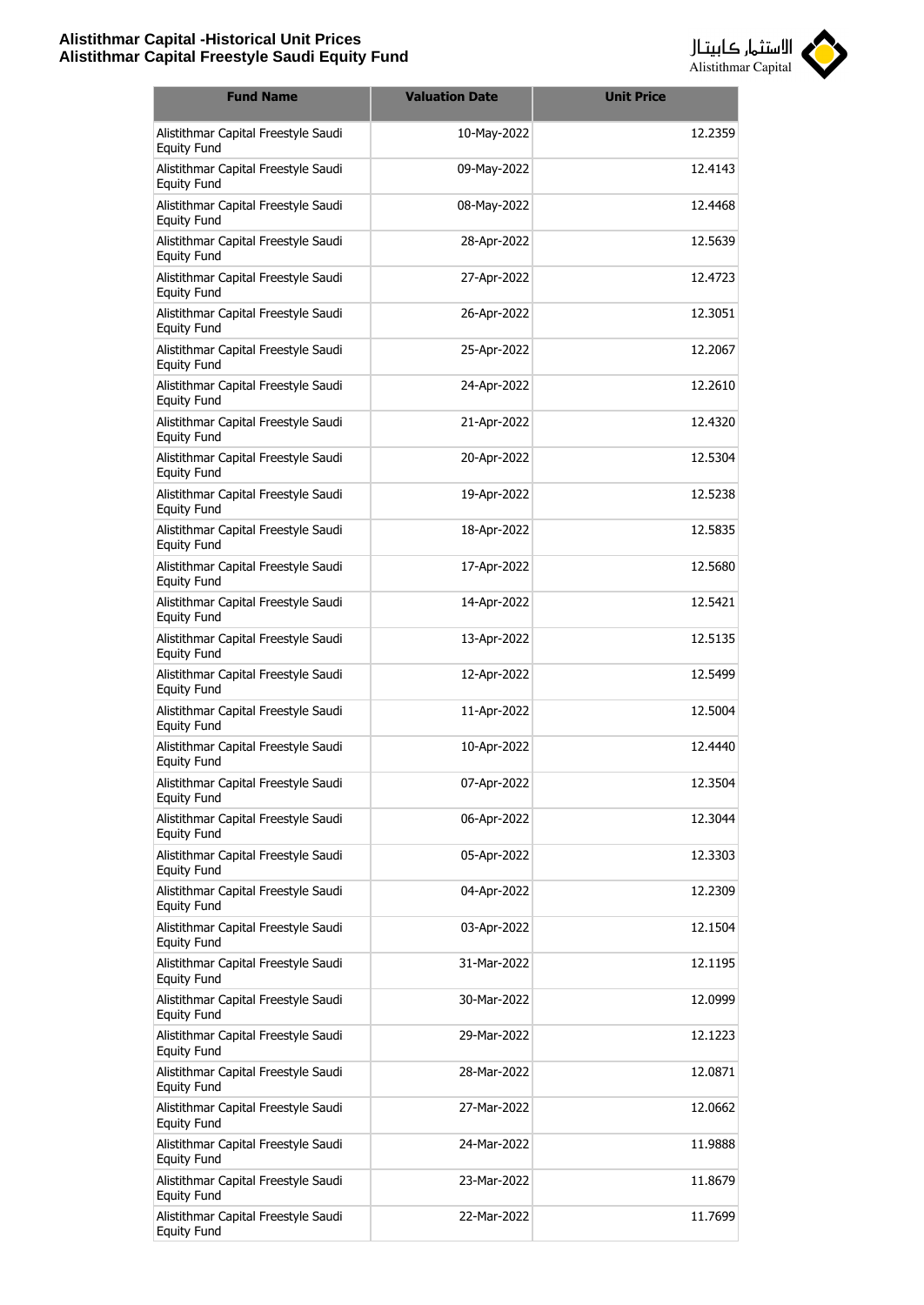| Fund Name | Valuation Date | Unit Price |
|---|---|---|
| Alistithmar Capital Freestyle Saudi Equity Fund | 10-May-2022 | 12.2359 |
| Alistithmar Capital Freestyle Saudi Equity Fund | 09-May-2022 | 12.4143 |
| Alistithmar Capital Freestyle Saudi Equity Fund | 08-May-2022 | 12.4468 |
| Alistithmar Capital Freestyle Saudi Equity Fund | 28-Apr-2022 | 12.5639 |
| Alistithmar Capital Freestyle Saudi Equity Fund | 27-Apr-2022 | 12.4723 |
| Alistithmar Capital Freestyle Saudi Equity Fund | 26-Apr-2022 | 12.3051 |
| Alistithmar Capital Freestyle Saudi Equity Fund | 25-Apr-2022 | 12.2067 |
| Alistithmar Capital Freestyle Saudi Equity Fund | 24-Apr-2022 | 12.2610 |
| Alistithmar Capital Freestyle Saudi Equity Fund | 21-Apr-2022 | 12.4320 |
| Alistithmar Capital Freestyle Saudi Equity Fund | 20-Apr-2022 | 12.5304 |
| Alistithmar Capital Freestyle Saudi Equity Fund | 19-Apr-2022 | 12.5238 |
| Alistithmar Capital Freestyle Saudi Equity Fund | 18-Apr-2022 | 12.5835 |
| Alistithmar Capital Freestyle Saudi Equity Fund | 17-Apr-2022 | 12.5680 |
| Alistithmar Capital Freestyle Saudi Equity Fund | 14-Apr-2022 | 12.5421 |
| Alistithmar Capital Freestyle Saudi Equity Fund | 13-Apr-2022 | 12.5135 |
| Alistithmar Capital Freestyle Saudi Equity Fund | 12-Apr-2022 | 12.5499 |
| Alistithmar Capital Freestyle Saudi Equity Fund | 11-Apr-2022 | 12.5004 |
| Alistithmar Capital Freestyle Saudi Equity Fund | 10-Apr-2022 | 12.4440 |
| Alistithmar Capital Freestyle Saudi Equity Fund | 07-Apr-2022 | 12.3504 |
| Alistithmar Capital Freestyle Saudi Equity Fund | 06-Apr-2022 | 12.3044 |
| Alistithmar Capital Freestyle Saudi Equity Fund | 05-Apr-2022 | 12.3303 |
| Alistithmar Capital Freestyle Saudi Equity Fund | 04-Apr-2022 | 12.2309 |
| Alistithmar Capital Freestyle Saudi Equity Fund | 03-Apr-2022 | 12.1504 |
| Alistithmar Capital Freestyle Saudi Equity Fund | 31-Mar-2022 | 12.1195 |
| Alistithmar Capital Freestyle Saudi Equity Fund | 30-Mar-2022 | 12.0999 |
| Alistithmar Capital Freestyle Saudi Equity Fund | 29-Mar-2022 | 12.1223 |
| Alistithmar Capital Freestyle Saudi Equity Fund | 28-Mar-2022 | 12.0871 |
| Alistithmar Capital Freestyle Saudi Equity Fund | 27-Mar-2022 | 12.0662 |
| Alistithmar Capital Freestyle Saudi Equity Fund | 24-Mar-2022 | 11.9888 |
| Alistithmar Capital Freestyle Saudi Equity Fund | 23-Mar-2022 | 11.8679 |
| Alistithmar Capital Freestyle Saudi Equity Fund | 22-Mar-2022 | 11.7699 |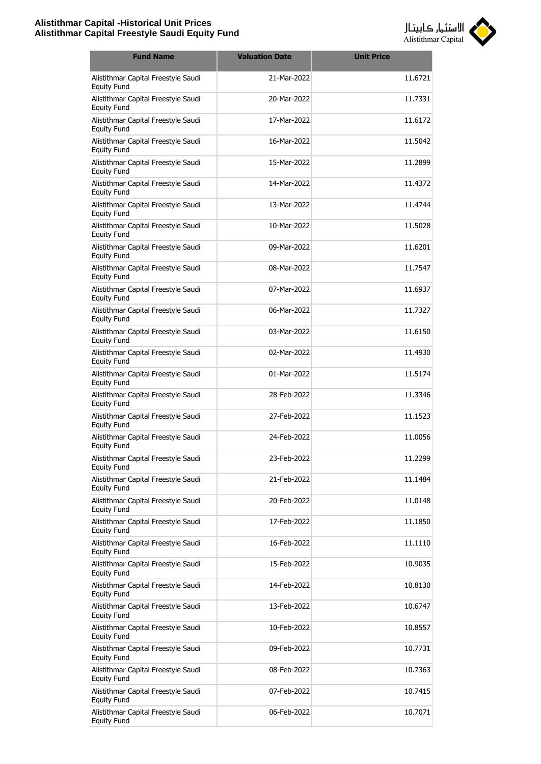| Fund Name | Valuation Date | Unit Price |
|---|---|---|
| Alistithmar Capital Freestyle Saudi Equity Fund | 21-Mar-2022 | 11.6721 |
| Alistithmar Capital Freestyle Saudi Equity Fund | 20-Mar-2022 | 11.7331 |
| Alistithmar Capital Freestyle Saudi Equity Fund | 17-Mar-2022 | 11.6172 |
| Alistithmar Capital Freestyle Saudi Equity Fund | 16-Mar-2022 | 11.5042 |
| Alistithmar Capital Freestyle Saudi Equity Fund | 15-Mar-2022 | 11.2899 |
| Alistithmar Capital Freestyle Saudi Equity Fund | 14-Mar-2022 | 11.4372 |
| Alistithmar Capital Freestyle Saudi Equity Fund | 13-Mar-2022 | 11.4744 |
| Alistithmar Capital Freestyle Saudi Equity Fund | 10-Mar-2022 | 11.5028 |
| Alistithmar Capital Freestyle Saudi Equity Fund | 09-Mar-2022 | 11.6201 |
| Alistithmar Capital Freestyle Saudi Equity Fund | 08-Mar-2022 | 11.7547 |
| Alistithmar Capital Freestyle Saudi Equity Fund | 07-Mar-2022 | 11.6937 |
| Alistithmar Capital Freestyle Saudi Equity Fund | 06-Mar-2022 | 11.7327 |
| Alistithmar Capital Freestyle Saudi Equity Fund | 03-Mar-2022 | 11.6150 |
| Alistithmar Capital Freestyle Saudi Equity Fund | 02-Mar-2022 | 11.4930 |
| Alistithmar Capital Freestyle Saudi Equity Fund | 01-Mar-2022 | 11.5174 |
| Alistithmar Capital Freestyle Saudi Equity Fund | 28-Feb-2022 | 11.3346 |
| Alistithmar Capital Freestyle Saudi Equity Fund | 27-Feb-2022 | 11.1523 |
| Alistithmar Capital Freestyle Saudi Equity Fund | 24-Feb-2022 | 11.0056 |
| Alistithmar Capital Freestyle Saudi Equity Fund | 23-Feb-2022 | 11.2299 |
| Alistithmar Capital Freestyle Saudi Equity Fund | 21-Feb-2022 | 11.1484 |
| Alistithmar Capital Freestyle Saudi Equity Fund | 20-Feb-2022 | 11.0148 |
| Alistithmar Capital Freestyle Saudi Equity Fund | 17-Feb-2022 | 11.1850 |
| Alistithmar Capital Freestyle Saudi Equity Fund | 16-Feb-2022 | 11.1110 |
| Alistithmar Capital Freestyle Saudi Equity Fund | 15-Feb-2022 | 10.9035 |
| Alistithmar Capital Freestyle Saudi Equity Fund | 14-Feb-2022 | 10.8130 |
| Alistithmar Capital Freestyle Saudi Equity Fund | 13-Feb-2022 | 10.6747 |
| Alistithmar Capital Freestyle Saudi Equity Fund | 10-Feb-2022 | 10.8557 |
| Alistithmar Capital Freestyle Saudi Equity Fund | 09-Feb-2022 | 10.7731 |
| Alistithmar Capital Freestyle Saudi Equity Fund | 08-Feb-2022 | 10.7363 |
| Alistithmar Capital Freestyle Saudi Equity Fund | 07-Feb-2022 | 10.7415 |
| Alistithmar Capital Freestyle Saudi Equity Fund | 06-Feb-2022 | 10.7071 |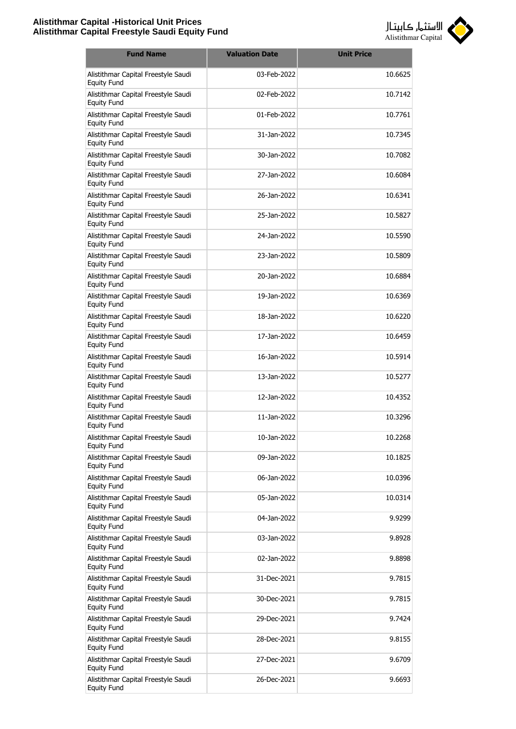| Fund Name | Valuation Date | Unit Price |
|---|---|---|
| Alistithmar Capital Freestyle Saudi Equity Fund | 03-Feb-2022 | 10.6625 |
| Alistithmar Capital Freestyle Saudi Equity Fund | 02-Feb-2022 | 10.7142 |
| Alistithmar Capital Freestyle Saudi Equity Fund | 01-Feb-2022 | 10.7761 |
| Alistithmar Capital Freestyle Saudi Equity Fund | 31-Jan-2022 | 10.7345 |
| Alistithmar Capital Freestyle Saudi Equity Fund | 30-Jan-2022 | 10.7082 |
| Alistithmar Capital Freestyle Saudi Equity Fund | 27-Jan-2022 | 10.6084 |
| Alistithmar Capital Freestyle Saudi Equity Fund | 26-Jan-2022 | 10.6341 |
| Alistithmar Capital Freestyle Saudi Equity Fund | 25-Jan-2022 | 10.5827 |
| Alistithmar Capital Freestyle Saudi Equity Fund | 24-Jan-2022 | 10.5590 |
| Alistithmar Capital Freestyle Saudi Equity Fund | 23-Jan-2022 | 10.5809 |
| Alistithmar Capital Freestyle Saudi Equity Fund | 20-Jan-2022 | 10.6884 |
| Alistithmar Capital Freestyle Saudi Equity Fund | 19-Jan-2022 | 10.6369 |
| Alistithmar Capital Freestyle Saudi Equity Fund | 18-Jan-2022 | 10.6220 |
| Alistithmar Capital Freestyle Saudi Equity Fund | 17-Jan-2022 | 10.6459 |
| Alistithmar Capital Freestyle Saudi Equity Fund | 16-Jan-2022 | 10.5914 |
| Alistithmar Capital Freestyle Saudi Equity Fund | 13-Jan-2022 | 10.5277 |
| Alistithmar Capital Freestyle Saudi Equity Fund | 12-Jan-2022 | 10.4352 |
| Alistithmar Capital Freestyle Saudi Equity Fund | 11-Jan-2022 | 10.3296 |
| Alistithmar Capital Freestyle Saudi Equity Fund | 10-Jan-2022 | 10.2268 |
| Alistithmar Capital Freestyle Saudi Equity Fund | 09-Jan-2022 | 10.1825 |
| Alistithmar Capital Freestyle Saudi Equity Fund | 06-Jan-2022 | 10.0396 |
| Alistithmar Capital Freestyle Saudi Equity Fund | 05-Jan-2022 | 10.0314 |
| Alistithmar Capital Freestyle Saudi Equity Fund | 04-Jan-2022 | 9.9299 |
| Alistithmar Capital Freestyle Saudi Equity Fund | 03-Jan-2022 | 9.8928 |
| Alistithmar Capital Freestyle Saudi Equity Fund | 02-Jan-2022 | 9.8898 |
| Alistithmar Capital Freestyle Saudi Equity Fund | 31-Dec-2021 | 9.7815 |
| Alistithmar Capital Freestyle Saudi Equity Fund | 30-Dec-2021 | 9.7815 |
| Alistithmar Capital Freestyle Saudi Equity Fund | 29-Dec-2021 | 9.7424 |
| Alistithmar Capital Freestyle Saudi Equity Fund | 28-Dec-2021 | 9.8155 |
| Alistithmar Capital Freestyle Saudi Equity Fund | 27-Dec-2021 | 9.6709 |
| Alistithmar Capital Freestyle Saudi Equity Fund | 26-Dec-2021 | 9.6693 |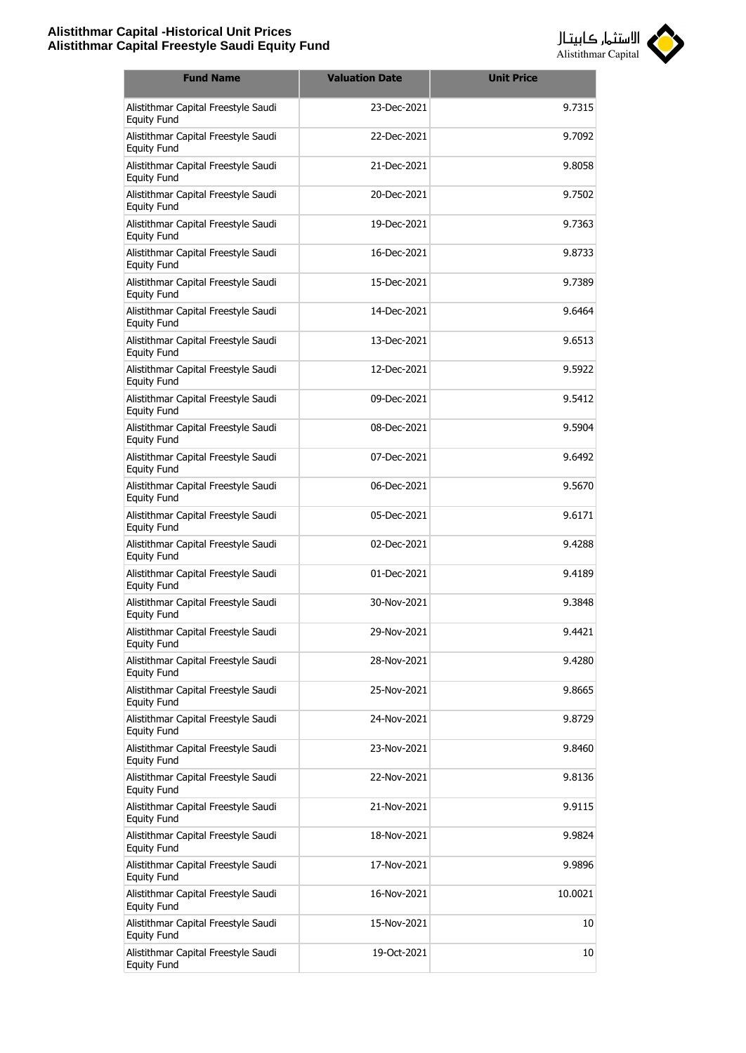**Alistithmar Capital -Historical Unit Prices**
**Alistithmar Capital Freestyle Saudi Equity Fund**

| Fund Name | Valuation Date | Unit Price |
|---|---|---|
| Alistithmar Capital Freestyle Saudi Equity Fund | 23-Dec-2021 | 9.7315 |
| Alistithmar Capital Freestyle Saudi Equity Fund | 22-Dec-2021 | 9.7092 |
| Alistithmar Capital Freestyle Saudi Equity Fund | 21-Dec-2021 | 9.8058 |
| Alistithmar Capital Freestyle Saudi Equity Fund | 20-Dec-2021 | 9.7502 |
| Alistithmar Capital Freestyle Saudi Equity Fund | 19-Dec-2021 | 9.7363 |
| Alistithmar Capital Freestyle Saudi Equity Fund | 16-Dec-2021 | 9.8733 |
| Alistithmar Capital Freestyle Saudi Equity Fund | 15-Dec-2021 | 9.7389 |
| Alistithmar Capital Freestyle Saudi Equity Fund | 14-Dec-2021 | 9.6464 |
| Alistithmar Capital Freestyle Saudi Equity Fund | 13-Dec-2021 | 9.6513 |
| Alistithmar Capital Freestyle Saudi Equity Fund | 12-Dec-2021 | 9.5922 |
| Alistithmar Capital Freestyle Saudi Equity Fund | 09-Dec-2021 | 9.5412 |
| Alistithmar Capital Freestyle Saudi Equity Fund | 08-Dec-2021 | 9.5904 |
| Alistithmar Capital Freestyle Saudi Equity Fund | 07-Dec-2021 | 9.6492 |
| Alistithmar Capital Freestyle Saudi Equity Fund | 06-Dec-2021 | 9.5670 |
| Alistithmar Capital Freestyle Saudi Equity Fund | 05-Dec-2021 | 9.6171 |
| Alistithmar Capital Freestyle Saudi Equity Fund | 02-Dec-2021 | 9.4288 |
| Alistithmar Capital Freestyle Saudi Equity Fund | 01-Dec-2021 | 9.4189 |
| Alistithmar Capital Freestyle Saudi Equity Fund | 30-Nov-2021 | 9.3848 |
| Alistithmar Capital Freestyle Saudi Equity Fund | 29-Nov-2021 | 9.4421 |
| Alistithmar Capital Freestyle Saudi Equity Fund | 28-Nov-2021 | 9.4280 |
| Alistithmar Capital Freestyle Saudi Equity Fund | 25-Nov-2021 | 9.8665 |
| Alistithmar Capital Freestyle Saudi Equity Fund | 24-Nov-2021 | 9.8729 |
| Alistithmar Capital Freestyle Saudi Equity Fund | 23-Nov-2021 | 9.8460 |
| Alistithmar Capital Freestyle Saudi Equity Fund | 22-Nov-2021 | 9.8136 |
| Alistithmar Capital Freestyle Saudi Equity Fund | 21-Nov-2021 | 9.9115 |
| Alistithmar Capital Freestyle Saudi Equity Fund | 18-Nov-2021 | 9.9824 |
| Alistithmar Capital Freestyle Saudi Equity Fund | 17-Nov-2021 | 9.9896 |
| Alistithmar Capital Freestyle Saudi Equity Fund | 16-Nov-2021 | 10.0021 |
| Alistithmar Capital Freestyle Saudi Equity Fund | 15-Nov-2021 | 10 |
| Alistithmar Capital Freestyle Saudi Equity Fund | 19-Oct-2021 | 10 |